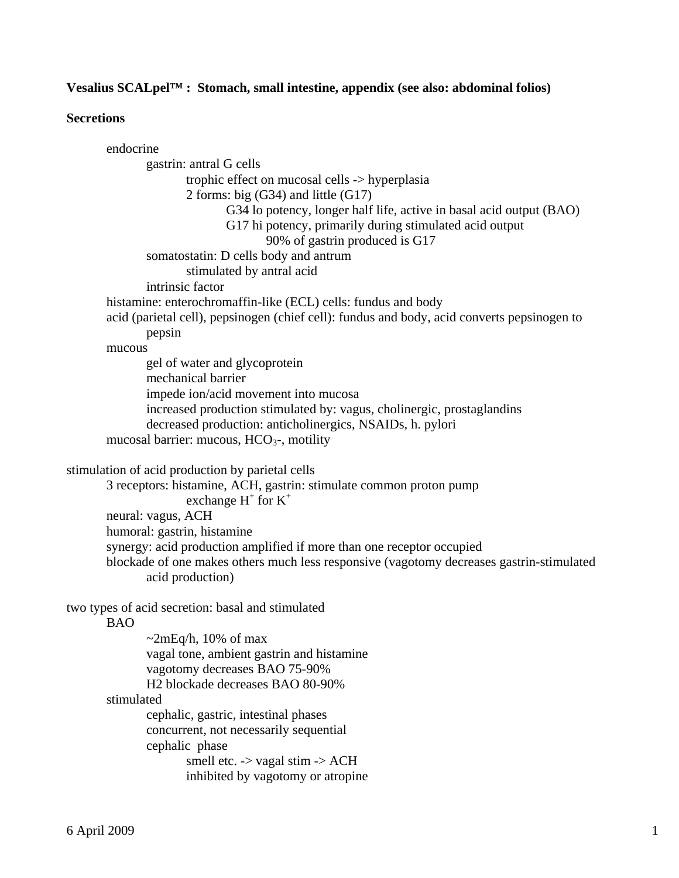**Vesalius SCALpel™ : Stomach, small intestine, appendix (see also: abdominal folios)**

**Secretions**

- endocrine
  - gastrin: antral G cells
    - trophic effect on mucosal cells -> hyperplasia
    - 2 forms: big (G34) and little (G17)
      - G34 lo potency, longer half life, active in basal acid output (BAO)
      - G17 hi potency, primarily during stimulated acid output
        - 90% of gastrin produced is G17
  - somatostatin: D cells body and antrum
    - stimulated by antral acid
  - intrinsic factor
- histamine: enterochromaffin-like (ECL) cells: fundus and body
- acid (parietal cell), pepsinogen (chief cell): fundus and body, acid converts pepsinogen to pepsin
- mucous
  - gel of water and glycoprotein
  - mechanical barrier
  - impede ion/acid movement into mucosa
  - increased production stimulated by: vagus, cholinergic, prostaglandins
  - decreased production: anticholinergics, NSAIDs, h. pylori
- mucosal barrier: mucous, $HCO_3^-$, motility

stimulation of acid production by parietal cells

- 3 receptors: histamine, ACH, gastrin: stimulate common proton pump
  - exchange $H^+$ for $K^+$
- neural: vagus, ACH
- humoral: gastrin, histamine
- synergy: acid production amplified if more than one receptor occupied
- blockade of one makes others much less responsive (vagotomy decreases gastrin-stimulated acid production)

two types of acid secretion: basal and stimulated

- BAO
  - ~2mEq/h, 10% of max
  - vagal tone, ambient gastrin and histamine
  - vagotomy decreases BAO 75-90%
  - H2 blockade decreases BAO 80-90%
- stimulated
  - cephalic, gastric, intestinal phases
  - concurrent, not necessarily sequential
  - cephalic phase
    - smell etc. -> vagal stim -> ACH
    - inhibited by vagotomy or atropine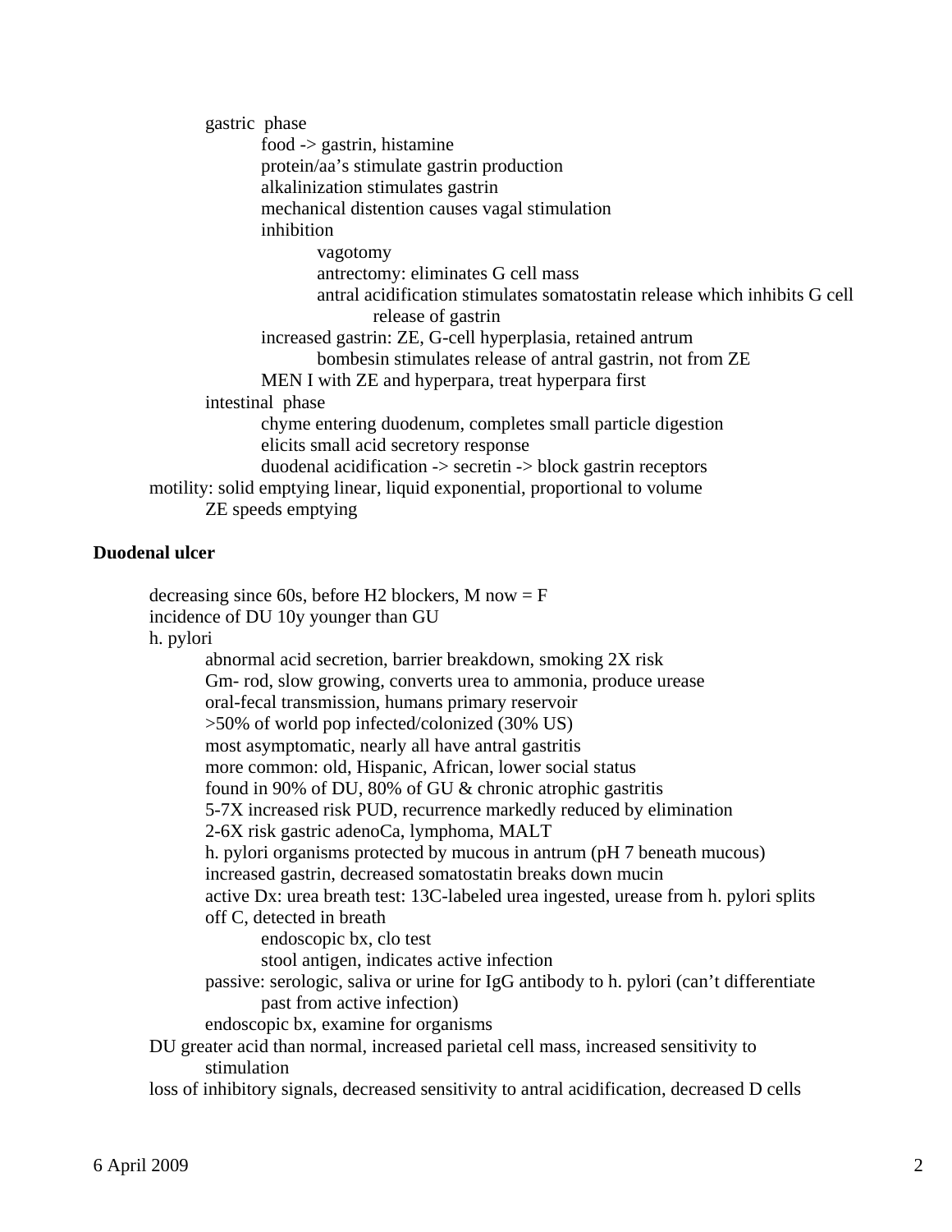- gastric phase
    - food -> gastrin, histamine
    - protein/aa's stimulate gastrin production
    - alkalinization stimulates gastrin
    - mechanical distention causes vagal stimulation
    - inhibition
        - vagotomy
        - antrectomy: eliminates G cell mass
        - antral acidification stimulates somatostatin release which inhibits G cell release of gastrin
    - increased gastrin: ZE, G-cell hyperplasia, retained antrum
        - bombesin stimulates release of antral gastrin, not from ZE
    - MEN I with ZE and hyperpara, treat hyperpara first
- intestinal phase
    - chyme entering duodenum, completes small particle digestion
    - elicits small acid secretory response
    - duodenal acidification -> secretin -> block gastrin receptors

motility: solid emptying linear, liquid exponential, proportional to volume

- ZE speeds emptying

**Duodenal ulcer**

decreasing since 60s, before H2 blockers, M now = F

incidence of DU 10y younger than GU

h. pylori

- abnormal acid secretion, barrier breakdown, smoking 2X risk
- Gm- rod, slow growing, converts urea to ammonia, produce urease
- oral-fecal transmission, humans primary reservoir
- >50% of world pop infected/colonized (30% US)
- most asymptomatic, nearly all have antral gastritis
- more common: old, Hispanic, African, lower social status
- found in 90% of DU, 80% of GU & chronic atrophic gastritis
- 5-7X increased risk PUD, recurrence markedly reduced by elimination
- 2-6X risk gastric adenoCa, lymphoma, MALT
- h. pylori organisms protected by mucous in antrum (pH 7 beneath mucous)
- increased gastrin, decreased somatostatin breaks down mucin
- active Dx: urea breath test: 13C-labeled urea ingested, urease from h. pylori splits off C, detected in breath
    - endoscopic bx, clo test
    - stool antigen, indicates active infection
- passive: serologic, saliva or urine for IgG antibody to h. pylori (can't differentiate past from active infection)
- endoscopic bx, examine for organisms

DU greater acid than normal, increased parietal cell mass, increased sensitivity to stimulation

loss of inhibitory signals, decreased sensitivity to antral acidification, decreased D cells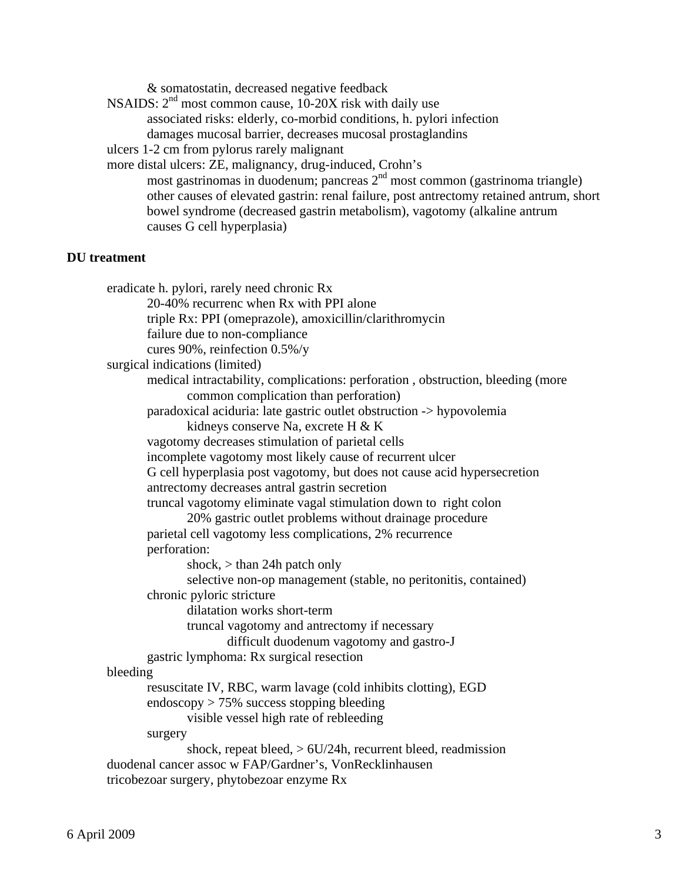- & somatostatin, decreased negative feedback
- NSAIDS: 2nd most common cause, 10-20X risk with daily use
  - associated risks: elderly, co-morbid conditions, h. pylori infection
  - damages mucosal barrier, decreases mucosal prostaglandins
- ulcers 1-2 cm from pylorus rarely malignant
- more distal ulcers: ZE, malignancy, drug-induced, Crohn's
  - most gastrinomas in duodenum; pancreas 2nd most common (gastrinoma triangle)
  - other causes of elevated gastrin: renal failure, post antrectomy retained antrum, short bowel syndrome (decreased gastrin metabolism), vagotomy (alkaline antrum causes G cell hyperplasia)

**DU treatment**

- eradicate h. pylori, rarely need chronic Rx
  - 20-40% recurrenc when Rx with PPI alone
  - triple Rx: PPI (omeprazole), amoxicillin/clarithromycin
  - failure due to non-compliance
  - cures 90%, reinfection 0.5%/y
- surgical indications (limited)
  - medical intractability, complications: perforation , obstruction, bleeding (more common complication than perforation)
  - paradoxical aciduria: late gastric outlet obstruction -> hypovolemia
    - kidneys conserve Na, excrete H & K
  - vagotomy decreases stimulation of parietal cells
  - incomplete vagotomy most likely cause of recurrent ulcer
  - G cell hyperplasia post vagotomy, but does not cause acid hypersecretion
  - antrectomy decreases antral gastrin secretion
  - truncal vagotomy eliminate vagal stimulation down to right colon
    - 20% gastric outlet problems without drainage procedure
  - parietal cell vagotomy less complications, 2% recurrence
  - perforation:
    - shock, > than 24h patch only
    - selective non-op management (stable, no peritonitis, contained)
  - chronic pyloric stricture
    - dilatation works short-term
    - truncal vagotomy and antrectomy if necessary
      - difficult duodenum vagotomy and gastro-J
  - gastric lymphoma: Rx surgical resection
- bleeding
  - resuscitate IV, RBC, warm lavage (cold inhibits clotting), EGD
  - endoscopy > 75% success stopping bleeding
    - visible vessel high rate of rebleeding
  - surgery
    - shock, repeat bleed, > 6U/24h, recurrent bleed, readmission
- duodenal cancer assoc w FAP/Gardner's, VonRecklinhausen
- tricobezoar surgery, phytobezoar enzyme Rx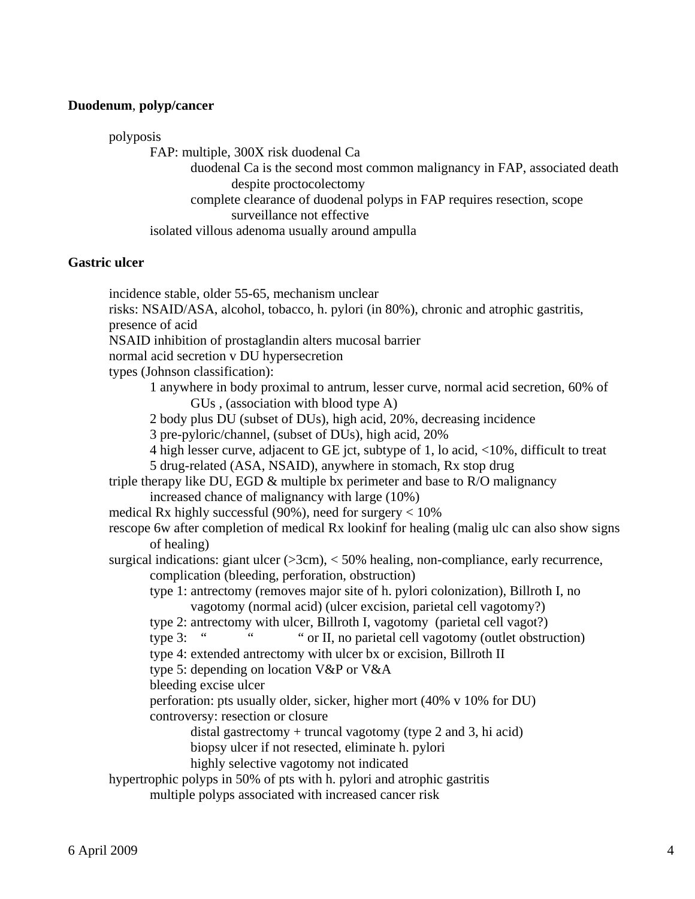**Duodenum**, **polyp/cancer**

- polyposis
  - FAP: multiple, 300X risk duodenal Ca
    - duodenal Ca is the second most common malignancy in FAP, associated death despite proctocolectomy
    - complete clearance of duodenal polyps in FAP requires resection, scope surveillance not effective
  - isolated villous adenoma usually around ampulla

**Gastric ulcer**

- incidence stable, older 55-65, mechanism unclear
- risks: NSAID/ASA, alcohol, tobacco, h. pylori (in 80%), chronic and atrophic gastritis, presence of acid
- NSAID inhibition of prostaglandin alters mucosal barrier
- normal acid secretion v DU hypersecretion
- types (Johnson classification):
  - 1 anywhere in body proximal to antrum, lesser curve, normal acid secretion, 60% of GUs , (association with blood type A)
  - 2 body plus DU (subset of DUs), high acid, 20%, decreasing incidence
  - 3 pre-pyloric/channel, (subset of DUs), high acid, 20%
  - 4 high lesser curve, adjacent to GE jct, subtype of 1, lo acid, <10%, difficult to treat
  - 5 drug-related (ASA, NSAID), anywhere in stomach, Rx stop drug
- triple therapy like DU, EGD & multiple bx perimeter and base to R/O malignancy
  - increased chance of malignancy with large (10%)
- medical Rx highly successful (90%), need for surgery < 10%
- rescope 6w after completion of medical Rx lookinf for healing (malig ulc can also show signs of healing)
- surgical indications: giant ulcer (>3cm), < 50% healing, non-compliance, early recurrence, complication (bleeding, perforation, obstruction)
  - type 1: antrectomy (removes major site of h. pylori colonization), Billroth I, no vagotomy (normal acid) (ulcer excision, parietal cell vagotomy?)
  - type 2: antrectomy with ulcer, Billroth I, vagotomy (parietal cell vagot?)
  - type 3: " " " or II, no parietal cell vagotomy (outlet obstruction)
  - type 4: extended antrectomy with ulcer bx or excision, Billroth II
  - type 5: depending on location V&P or V&A
  - bleeding excise ulcer
  - perforation: pts usually older, sicker, higher mort (40% v 10% for DU)
  - controversy: resection or closure
    - distal gastrectomy + truncal vagotomy (type 2 and 3, hi acid)
    - biopsy ulcer if not resected, eliminate h. pylori
    - highly selective vagotomy not indicated
- hypertrophic polyps in 50% of pts with h. pylori and atrophic gastritis
  - multiple polyps associated with increased cancer risk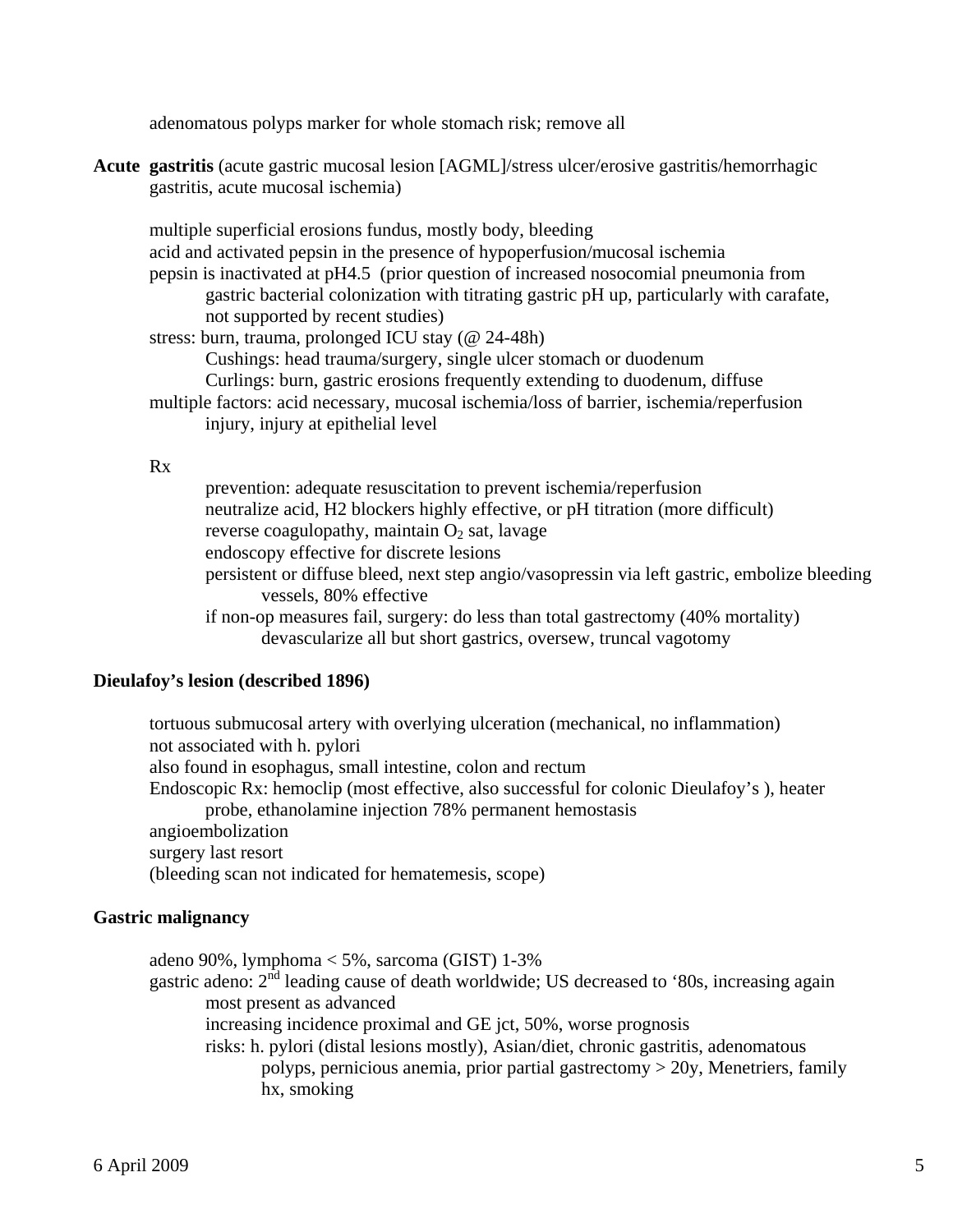adenomatous polyps marker for whole stomach risk; remove all

**Acute gastritis** (acute gastric mucosal lesion [AGML]/stress ulcer/erosive gastritis/hemorrhagic gastritis, acute mucosal ischemia)

- multiple superficial erosions fundus, mostly body, bleeding
- acid and activated pepsin in the presence of hypoperfusion/mucosal ischemia
- pepsin is inactivated at pH4.5 (prior question of increased nosocomial pneumonia from gastric bacterial colonization with titrating gastric pH up, particularly with carafate, not supported by recent studies)
- stress: burn, trauma, prolonged ICU stay (@ 24-48h)
  - Cushings: head trauma/surgery, single ulcer stomach or duodenum
  - Curlings: burn, gastric erosions frequently extending to duodenum, diffuse
- multiple factors: acid necessary, mucosal ischemia/loss of barrier, ischemia/reperfusion injury, injury at epithelial level

Rx

- prevention: adequate resuscitation to prevent ischemia/reperfusion
- neutralize acid, H2 blockers highly effective, or pH titration (more difficult)
- reverse coagulopathy, maintain $O_2$ sat, lavage
- endoscopy effective for discrete lesions
- persistent or diffuse bleed, next step angio/vasopressin via left gastric, embolize bleeding vessels, 80% effective
- if non-op measures fail, surgery: do less than total gastrectomy (40% mortality)
  - devascularize all but short gastrics, oversew, truncal vagotomy

**Dieulafoy's lesion (described 1896)**

- tortuous submucosal artery with overlying ulceration (mechanical, no inflammation)
- not associated with h. pylori
- also found in esophagus, small intestine, colon and rectum
- Endoscopic Rx: hemoclip (most effective, also successful for colonic Dieulafoy's ), heater probe, ethanolamine injection 78% permanent hemostasis
- angioembolization
- surgery last resort
- (bleeding scan not indicated for hematemesis, scope)

**Gastric malignancy**

- adeno 90%, lymphoma < 5%, sarcoma (GIST) 1-3%
- gastric adeno: 2nd leading cause of death worldwide; US decreased to '80s, increasing again
  - most present as advanced
  - increasing incidence proximal and GE jct, 50%, worse prognosis
  - risks: h. pylori (distal lesions mostly), Asian/diet, chronic gastritis, adenomatous polyps, pernicious anemia, prior partial gastrectomy > 20y, Menetriers, family hx, smoking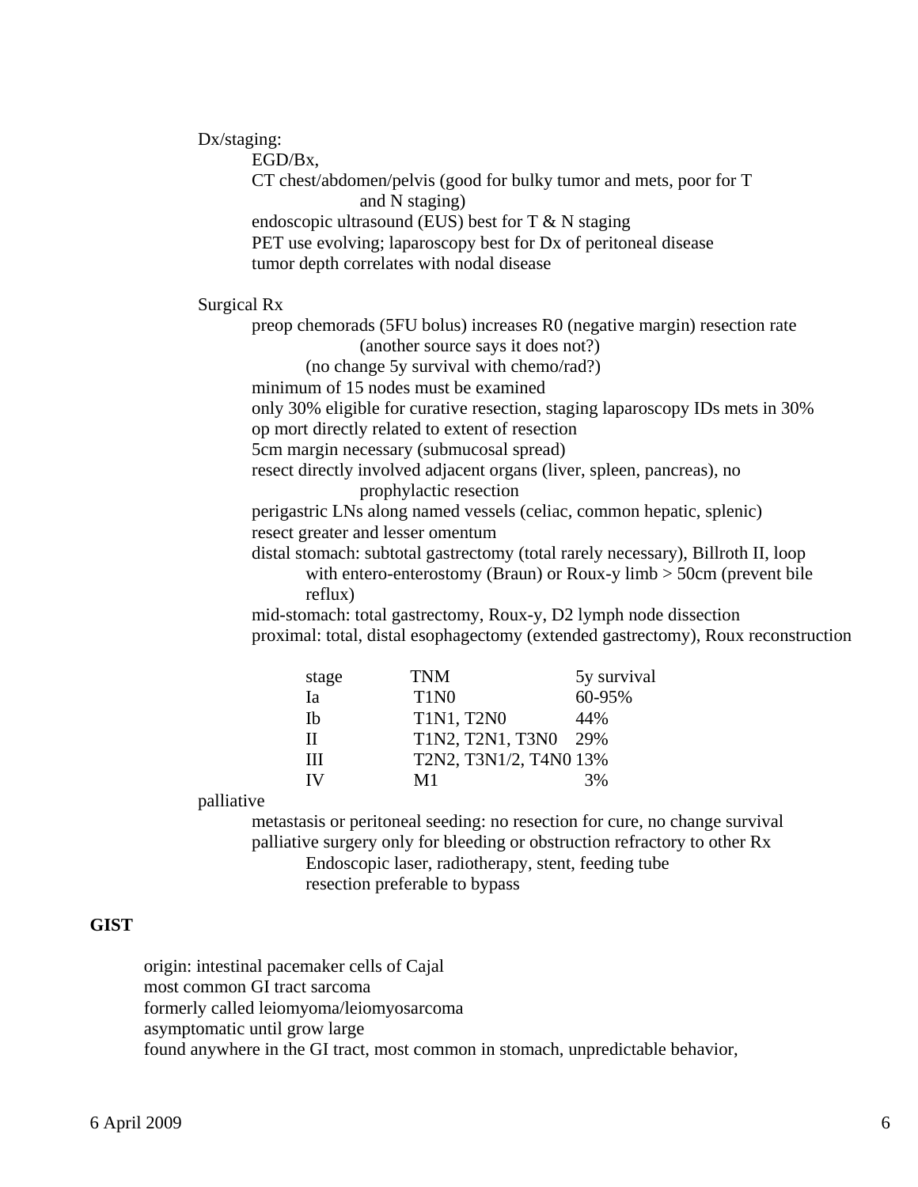Dx/staging:

- EGD/Bx,
- CT chest/abdomen/pelvis (good for bulky tumor and mets, poor for T and N staging)
- endoscopic ultrasound (EUS) best for T & N staging
- PET use evolving; laparoscopy best for Dx of peritoneal disease
- tumor depth correlates with nodal disease

Surgical Rx

- preop chemorads (5FU bolus) increases R0 (negative margin) resection rate (another source says it does not?)
    - (no change 5y survival with chemo/rad?)
- minimum of 15 nodes must be examined
- only 30% eligible for curative resection, staging laparoscopy IDs mets in 30%
- op mort directly related to extent of resection
- 5cm margin necessary (submucosal spread)
- resect directly involved adjacent organs (liver, spleen, pancreas), no prophylactic resection
- perigastric LNs along named vessels (celiac, common hepatic, splenic)
- resect greater and lesser omentum
- distal stomach: subtotal gastrectomy (total rarely necessary), Billroth II, loop with entero-enterostomy (Braun) or Roux-y limb > 50cm (prevent bile reflux)
- mid-stomach: total gastrectomy, Roux-y, D2 lymph node dissection
- proximal: total, distal esophagectomy (extended gastrectomy), Roux reconstruction

| stage | TNM | 5y survival |
|---|---|---|
| Ia | T1N0 | 60-95% |
| Ib | T1N1, T2N0 | 44% |
| II | T1N2, T2N1, T3N0 | 29% |
| III | T2N2, T3N1/2, T4N0 | 13% |
| IV | M1 | 3% |

palliative

- metastasis or peritoneal seeding: no resection for cure, no change survival
- palliative surgery only for bleeding or obstruction refractory to other Rx
    - Endoscopic laser, radiotherapy, stent, feeding tube
    - resection preferable to bypass

**GIST**

- origin: intestinal pacemaker cells of Cajal
- most common GI tract sarcoma
- formerly called leiomyoma/leiomyosarcoma
- asymptomatic until grow large
- found anywhere in the GI tract, most common in stomach, unpredictable behavior,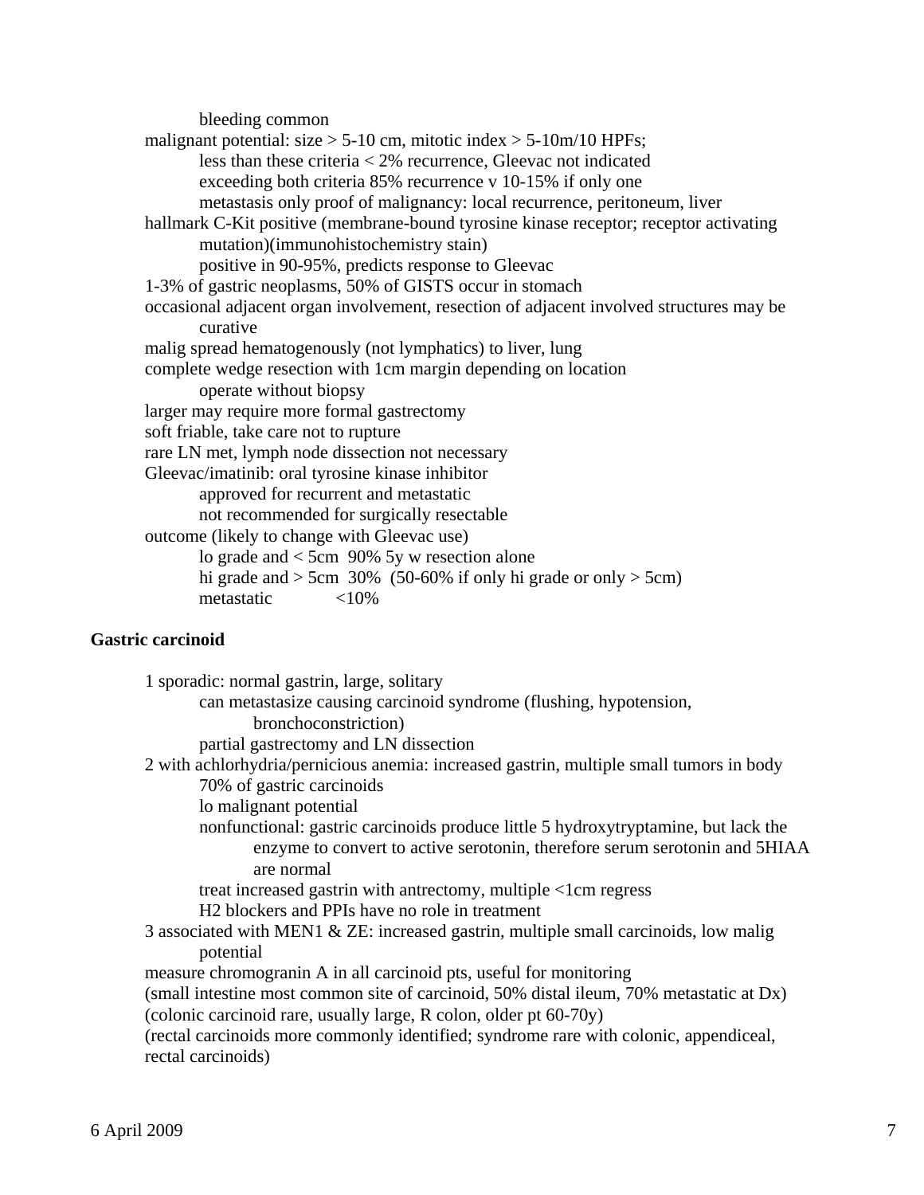- bleeding common
- malignant potential: size > 5-10 cm, mitotic index > 5-10m/10 HPFs;
  - less than these criteria < 2% recurrence, Gleevac not indicated
  - exceeding both criteria 85% recurrence v 10-15% if only one
  - metastasis only proof of malignancy: local recurrence, peritoneum, liver
- hallmark C-Kit positive (membrane-bound tyrosine kinase receptor; receptor activating mutation)(immunohistochemistry stain)
  - positive in 90-95%, predicts response to Gleevac
- 1-3% of gastric neoplasms, 50% of GISTS occur in stomach
- occasional adjacent organ involvement, resection of adjacent involved structures may be curative
- malig spread hematogenously (not lymphatics) to liver, lung
- complete wedge resection with 1cm margin depending on location
  - operate without biopsy
- larger may require more formal gastrectomy
- soft friable, take care not to rupture
- rare LN met, lymph node dissection not necessary
- Gleevac/imatinib: oral tyrosine kinase inhibitor
  - approved for recurrent and metastatic
  - not recommended for surgically resectable
- outcome (likely to change with Gleevac use)
  - lo grade and < 5cm 90% 5y w resection alone
  - hi grade and > 5cm 30% (50-60% if only hi grade or only > 5cm)
  - metastatic <10%

**Gastric carcinoid**

- 1 sporadic: normal gastrin, large, solitary
  - can metastasize causing carcinoid syndrome (flushing, hypotension, bronchoconstriction)
  - partial gastrectomy and LN dissection
- 2 with achlorhydria/pernicious anemia: increased gastrin, multiple small tumors in body
  - 70% of gastric carcinoids
  - lo malignant potential
  - nonfunctional: gastric carcinoids produce little 5 hydroxytryptamine, but lack the enzyme to convert to active serotonin, therefore serum serotonin and 5HIAA are normal
  - treat increased gastrin with antrectomy, multiple <1cm regress
  - H2 blockers and PPIs have no role in treatment
- 3 associated with MEN1 & ZE: increased gastrin, multiple small carcinoids, low malig potential
- measure chromogranin A in all carcinoid pts, useful for monitoring
- (small intestine most common site of carcinoid, 50% distal ileum, 70% metastatic at Dx)
- (colonic carcinoid rare, usually large, R colon, older pt 60-70y)
- (rectal carcinoids more commonly identified; syndrome rare with colonic, appendiceal, rectal carcinoids)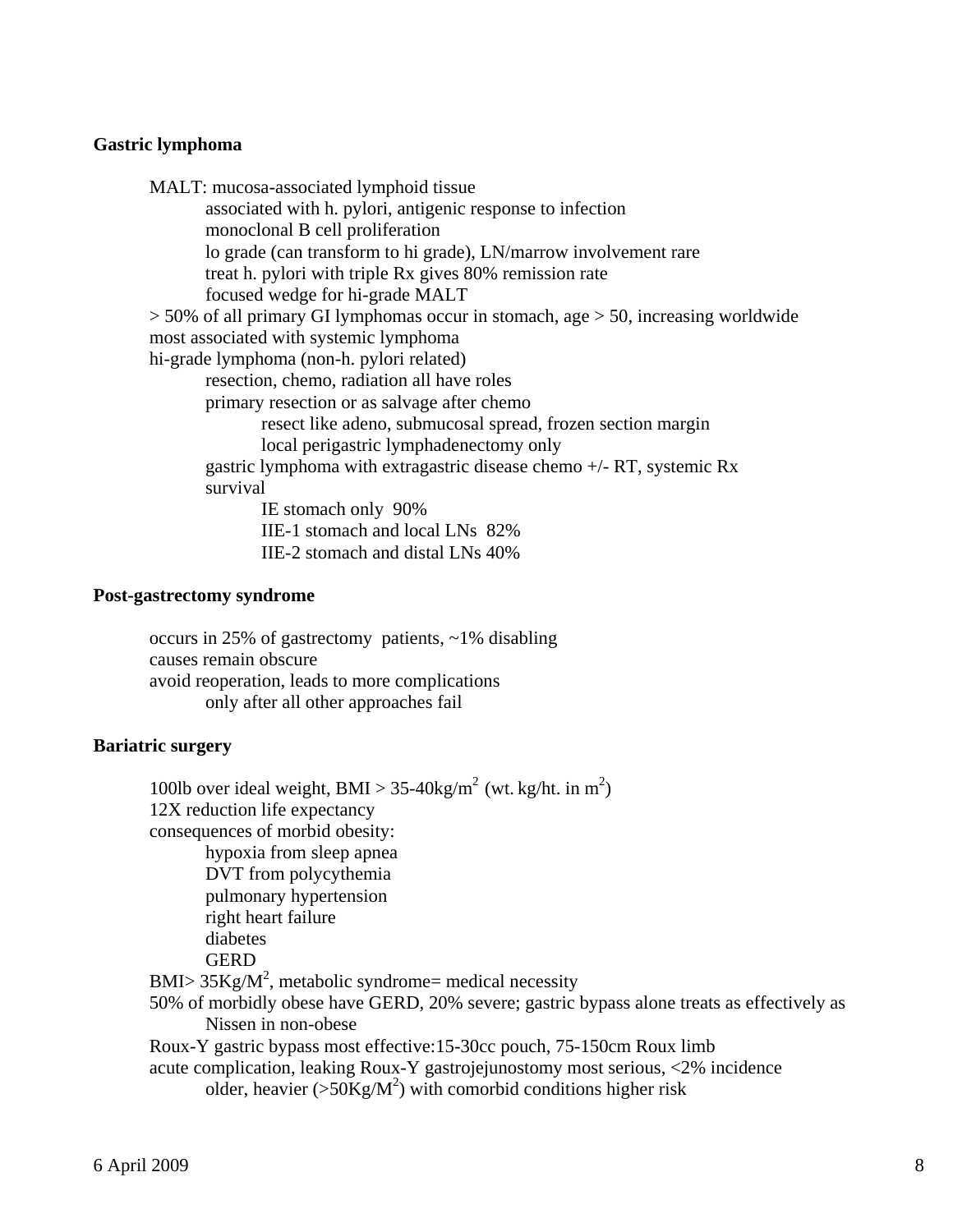**Gastric lymphoma**

- MALT: mucosa-associated lymphoid tissue
  - associated with h. pylori, antigenic response to infection
  - monoclonal B cell proliferation
  - lo grade (can transform to hi grade), LN/marrow involvement rare
  - treat h. pylori with triple Rx gives 80% remission rate
  - focused wedge for hi-grade MALT
- > 50% of all primary GI lymphomas occur in stomach, age > 50, increasing worldwide
- most associated with systemic lymphoma
- hi-grade lymphoma (non-h. pylori related)
  - resection, chemo, radiation all have roles
  - primary resection or as salvage after chemo
    - resect like adeno, submucosal spread, frozen section margin
    - local perigastric lymphadenectomy only
  - gastric lymphoma with extragastric disease chemo +/- RT, systemic Rx
  - survival
    - IE stomach only 90%
    - IIE-1 stomach and local LNs 82%
    - IIE-2 stomach and distal LNs 40%

**Post-gastrectomy syndrome**

- occurs in 25% of gastrectomy patients, ~1% disabling
- causes remain obscure
- avoid reoperation, leads to more complications
  - only after all other approaches fail

**Bariatric surgery**

- 100lb over ideal weight, BMI > 35-40kg/$m^2$ (wt. kg/ht. in $m^2$)
- 12X reduction life expectancy
- consequences of morbid obesity:
  - hypoxia from sleep apnea
  - DVT from polycythemia
  - pulmonary hypertension
  - right heart failure
  - diabetes
  - GERD
- BMI> 35Kg/$M^2$, metabolic syndrome= medical necessity
- 50% of morbidly obese have GERD, 20% severe; gastric bypass alone treats as effectively as Nissen in non-obese
- Roux-Y gastric bypass most effective:15-30cc pouch, 75-150cm Roux limb
- acute complication, leaking Roux-Y gastrojejunostomy most serious, <2% incidence
  - older, heavier (>50Kg/$M^2$) with comorbid conditions higher risk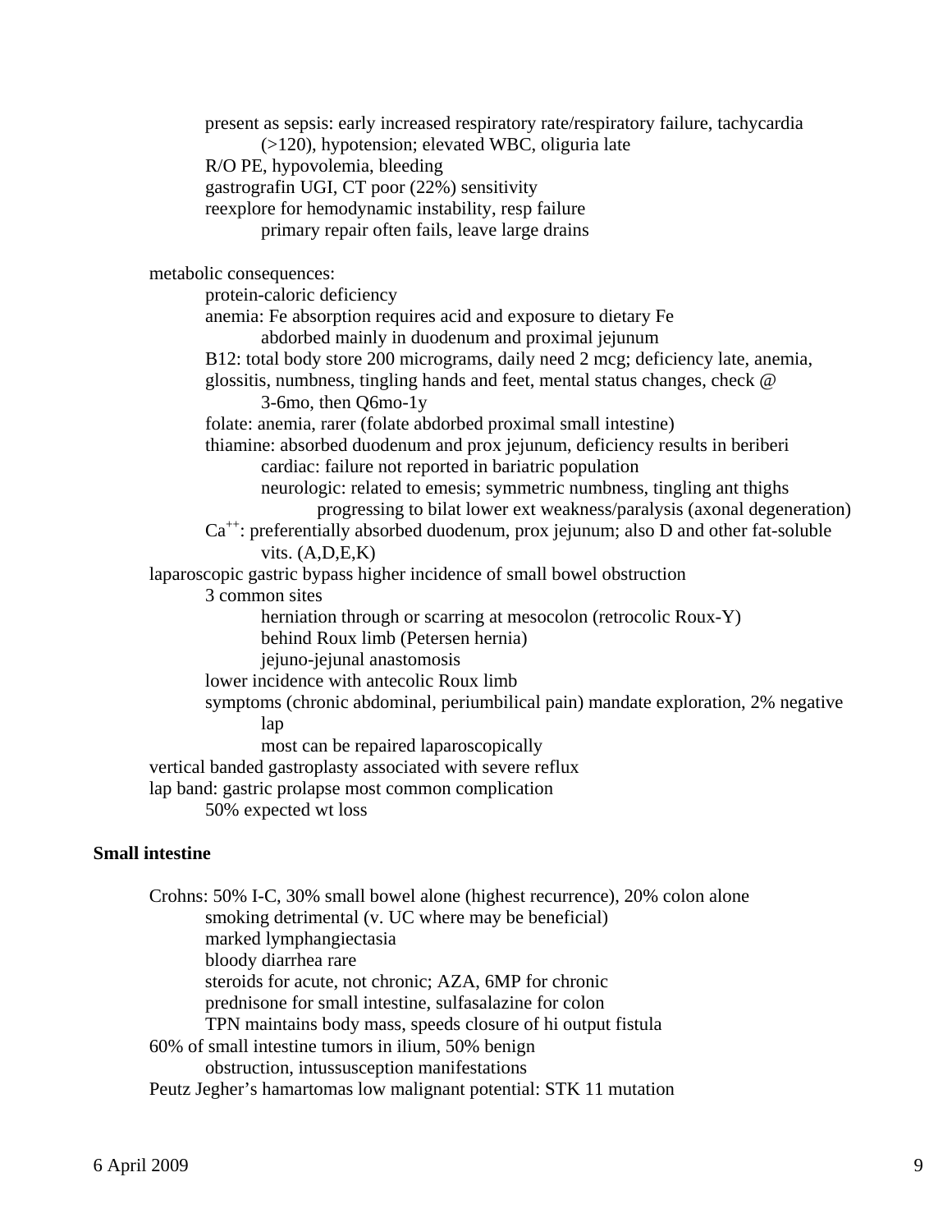- present as sepsis: early increased respiratory rate/respiratory failure, tachycardia (>120), hypotension; elevated WBC, oliguria late
- R/O PE, hypovolemia, bleeding
- gastrografin UGI, CT poor (22%) sensitivity
- reexplore for hemodynamic instability, resp failure
  - primary repair often fails, leave large drains

metabolic consequences:

- protein-caloric deficiency
- anemia: Fe absorption requires acid and exposure to dietary Fe
  - abdorbed mainly in duodenum and proximal jejunum
- B12: total body store 200 micrograms, daily need 2 mcg; deficiency late, anemia, glossitis, numbness, tingling hands and feet, mental status changes, check @ 3-6mo, then Q6mo-1y
- folate: anemia, rarer (folate abdorbed proximal small intestine)
- thiamine: absorbed duodenum and prox jejunum, deficiency results in beriberi
  - cardiac: failure not reported in bariatric population
  - neurologic: related to emesis; symmetric numbness, tingling ant thighs progressing to bilat lower ext weakness/paralysis (axonal degeneration)
- $Ca^{++}$: preferentially absorbed duodenum, prox jejunum; also D and other fat-soluble vits. (A,D,E,K)

laparoscopic gastric bypass higher incidence of small bowel obstruction

- 3 common sites
  - herniation through or scarring at mesocolon (retrocolic Roux-Y)
  - behind Roux limb (Petersen hernia)
  - jejuno-jejunal anastomosis
- lower incidence with antecolic Roux limb
- symptoms (chronic abdominal, periumbilical pain) mandate exploration, 2% negative lap
  - most can be repaired laparoscopically

vertical banded gastroplasty associated with severe reflux

lap band: gastric prolapse most common complication

- 50% expected wt loss

**Small intestine**

Crohns: 50% I-C, 30% small bowel alone (highest recurrence), 20% colon alone

- smoking detrimental (v. UC where may be beneficial)
- marked lymphangiectasia
- bloody diarrhea rare
- steroids for acute, not chronic; AZA, 6MP for chronic
- prednisone for small intestine, sulfasalazine for colon
- TPN maintains body mass, speeds closure of hi output fistula

60% of small intestine tumors in ilium, 50% benign

- obstruction, intussusception manifestations

Peutz Jegher's hamartomas low malignant potential: STK 11 mutation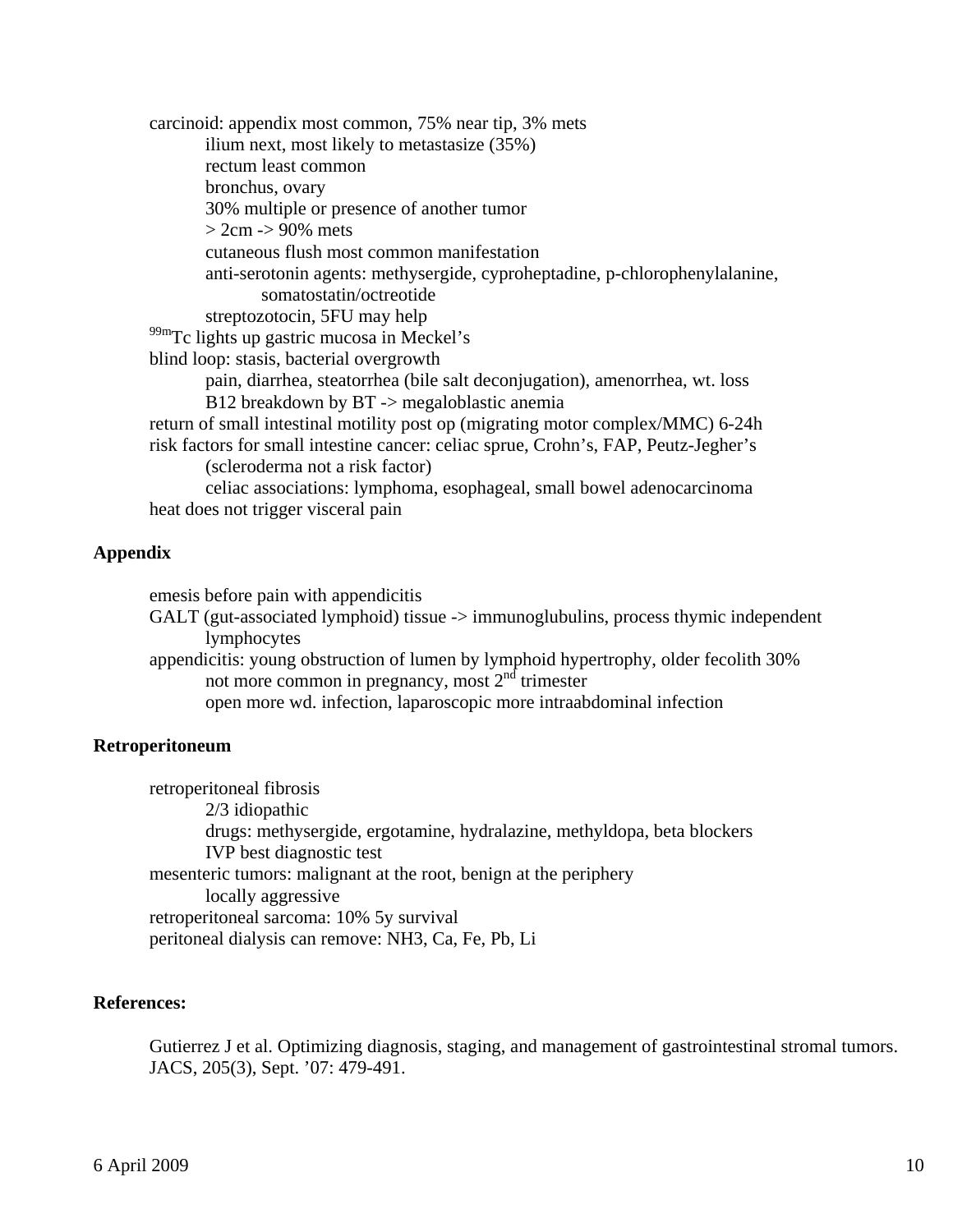- carcinoid: appendix most common, 75% near tip, 3% mets
  - ilium next, most likely to metastasize (35%)
  - rectum least common
  - bronchus, ovary
  - 30% multiple or presence of another tumor
  - > 2cm -> 90% mets
  - cutaneous flush most common manifestation
  - anti-serotonin agents: methysergide, cyproheptadine, p-chlorophenylalanine, somatostatin/octreotide
  - streptozotocin, 5FU may help
- $^{99m}$Tc lights up gastric mucosa in Meckel's
- blind loop: stasis, bacterial overgrowth
  - pain, diarrhea, steatorrhea (bile salt deconjugation), amenorrhea, wt. loss
  - B12 breakdown by BT -> megaloblastic anemia
- return of small intestinal motility post op (migrating motor complex/MMC) 6-24h
- risk factors for small intestine cancer: celiac sprue, Crohn's, FAP, Peutz-Jegher's (scleroderma not a risk factor)
  - celiac associations: lymphoma, esophageal, small bowel adenocarcinoma
- heat does not trigger visceral pain

## Appendix

- emesis before pain with appendicitis
- GALT (gut-associated lymphoid) tissue -> immunoglubulins, process thymic independent lymphocytes
- appendicitis: young obstruction of lumen by lymphoid hypertrophy, older fecolith 30%
  - not more common in pregnancy, most 2nd trimester
  - open more wd. infection, laparoscopic more intraabdominal infection

## Retroperitoneum

- retroperitoneal fibrosis
  - 2/3 idiopathic
  - drugs: methysergide, ergotamine, hydralazine, methyldopa, beta blockers
  - IVP best diagnostic test
- mesenteric tumors: malignant at the root, benign at the periphery
  - locally aggressive
- retroperitoneal sarcoma: 10% 5y survival
- peritoneal dialysis can remove: NH3, Ca, Fe, Pb, Li

## References:

Gutierrez J et al. Optimizing diagnosis, staging, and management of gastrointestinal stromal tumors. JACS, 205(3), Sept. '07: 479-491.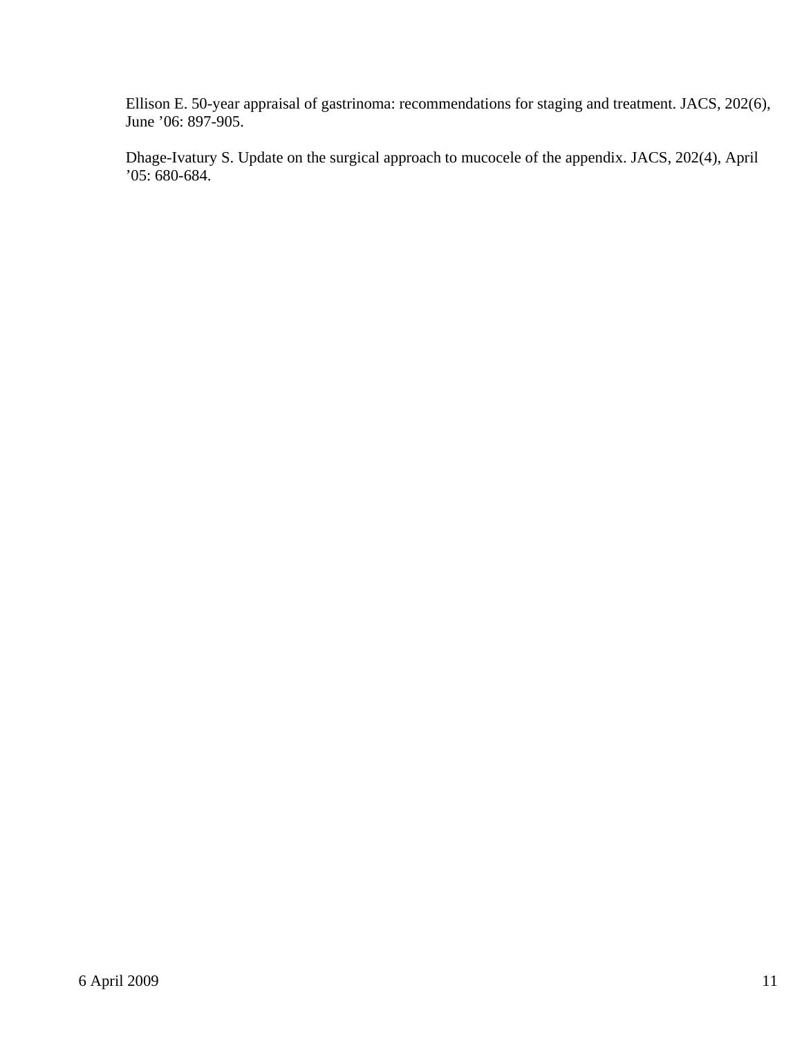Ellison E. 50-year appraisal of gastrinoma: recommendations for staging and treatment. JACS, 202(6), June ’06: 897-905.

Dhage-Ivatury S. Update on the surgical approach to mucocele of the appendix. JACS, 202(4), April ’05: 680-684.